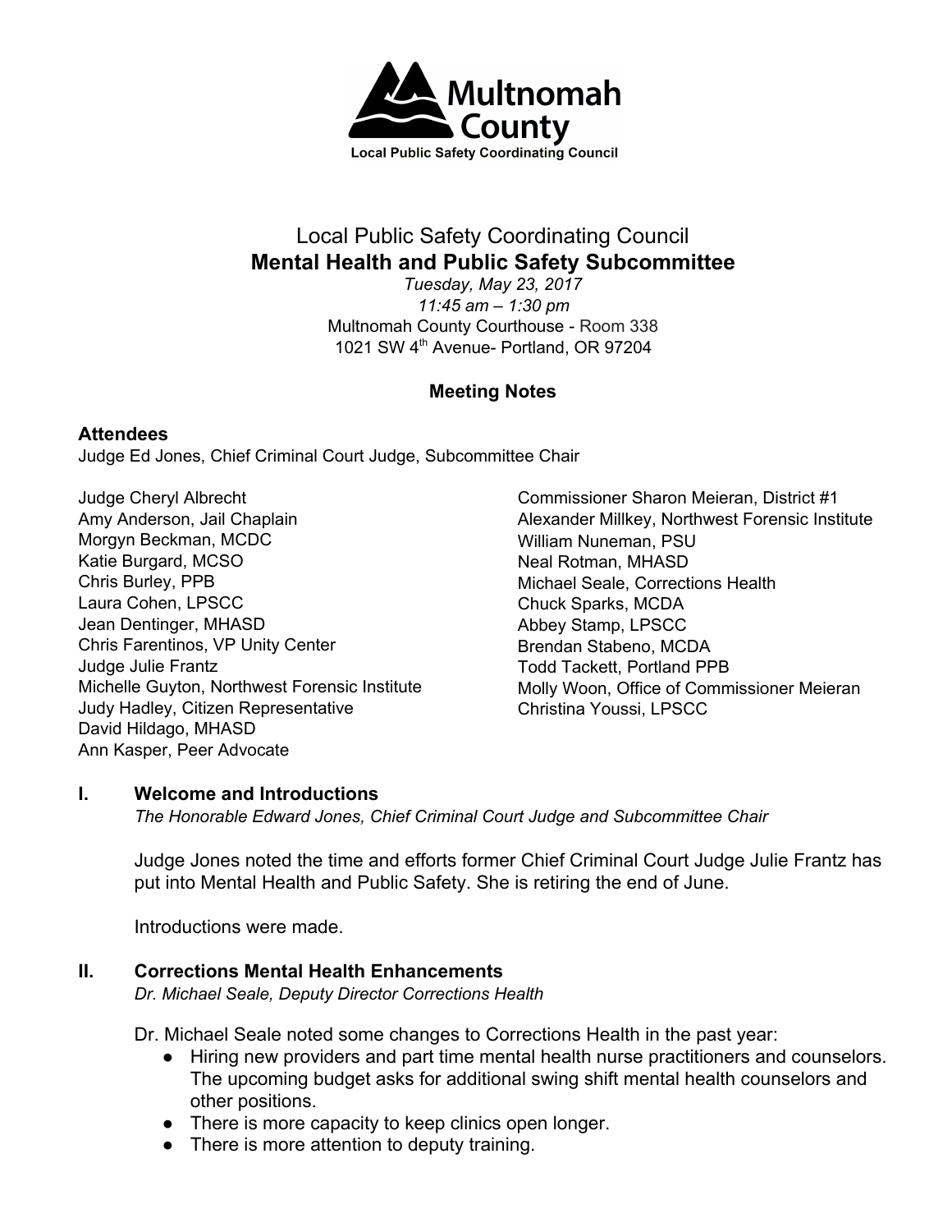Multnomah County
Local Public Safety Coordinating Council

# Local Public Safety Coordinating Council
## Mental Health and Public Safety Subcommittee

*Tuesday, May 23, 2017*
*11:45 am – 1:30 pm*
Multnomah County Courthouse - Room 338
1021 SW 4th Avenue- Portland, OR 97204

**Meeting Notes**

### Attendees

Judge Ed Jones, Chief Criminal Court Judge, Subcommittee Chair

Judge Cheryl Albrecht
Amy Anderson, Jail Chaplain
Morgyn Beckman, MCDC
Katie Burgard, MCSO
Chris Burley, PPB
Laura Cohen, LPSCC
Jean Dentinger, MHASD
Chris Farentinos, VP Unity Center
Judge Julie Frantz
Michelle Guyton, Northwest Forensic Institute
Judy Hadley, Citizen Representative
David Hildago, MHASD
Ann Kasper, Peer Advocate
Commissioner Sharon Meieran, District #1
Alexander Millkey, Northwest Forensic Institute
William Nuneman, PSU
Neal Rotman, MHASD
Michael Seale, Corrections Health
Chuck Sparks, MCDA
Abbey Stamp, LPSCC
Brendan Stabeno, MCDA
Todd Tackett, Portland PPB
Molly Woon, Office of Commissioner Meieran
Christina Youssi, LPSCC

### I. Welcome and Introductions

*The Honorable Edward Jones, Chief Criminal Court Judge and Subcommittee Chair*

Judge Jones noted the time and efforts former Chief Criminal Court Judge Julie Frantz has put into Mental Health and Public Safety. She is retiring the end of June.

Introductions were made.

### II. Corrections Mental Health Enhancements

*Dr. Michael Seale, Deputy Director Corrections Health*

Dr. Michael Seale noted some changes to Corrections Health in the past year:

- Hiring new providers and part time mental health nurse practitioners and counselors. The upcoming budget asks for additional swing shift mental health counselors and other positions.
- There is more capacity to keep clinics open longer.
- There is more attention to deputy training.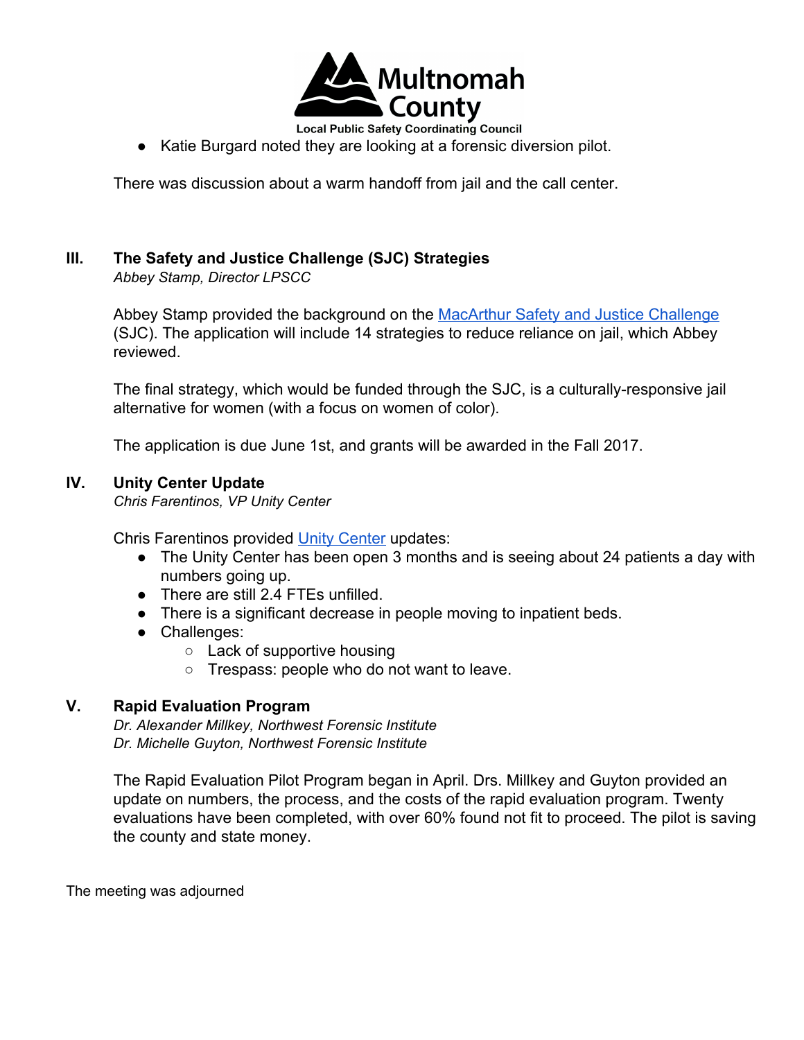- Katie Burgard noted they are looking at a forensic diversion pilot.

There was discussion about a warm handoff from jail and the call center.

## III. The Safety and Justice Challenge (SJC) Strategies

*Abbey Stamp, Director LPSCC*

Abbey Stamp provided the background on the MacArthur Safety and Justice Challenge (SJC). The application will include 14 strategies to reduce reliance on jail, which Abbey reviewed.

The final strategy, which would be funded through the SJC, is a culturally-responsive jail alternative for women (with a focus on women of color).

The application is due June 1st, and grants will be awarded in the Fall 2017.

## IV. Unity Center Update

*Chris Farentinos, VP Unity Center*

Chris Farentinos provided Unity Center updates:

- The Unity Center has been open 3 months and is seeing about 24 patients a day with numbers going up.
- There are still 2.4 FTEs unfilled.
- There is a significant decrease in people moving to inpatient beds.
- Challenges:
  - Lack of supportive housing
  - Trespass: people who do not want to leave.

## V. Rapid Evaluation Program

*Dr. Alexander Millkey, Northwest Forensic Institute*
*Dr. Michelle Guyton, Northwest Forensic Institute*

The Rapid Evaluation Pilot Program began in April. Drs. Millkey and Guyton provided an update on numbers, the process, and the costs of the rapid evaluation program. Twenty evaluations have been completed, with over 60% found not fit to proceed. The pilot is saving the county and state money.

The meeting was adjourned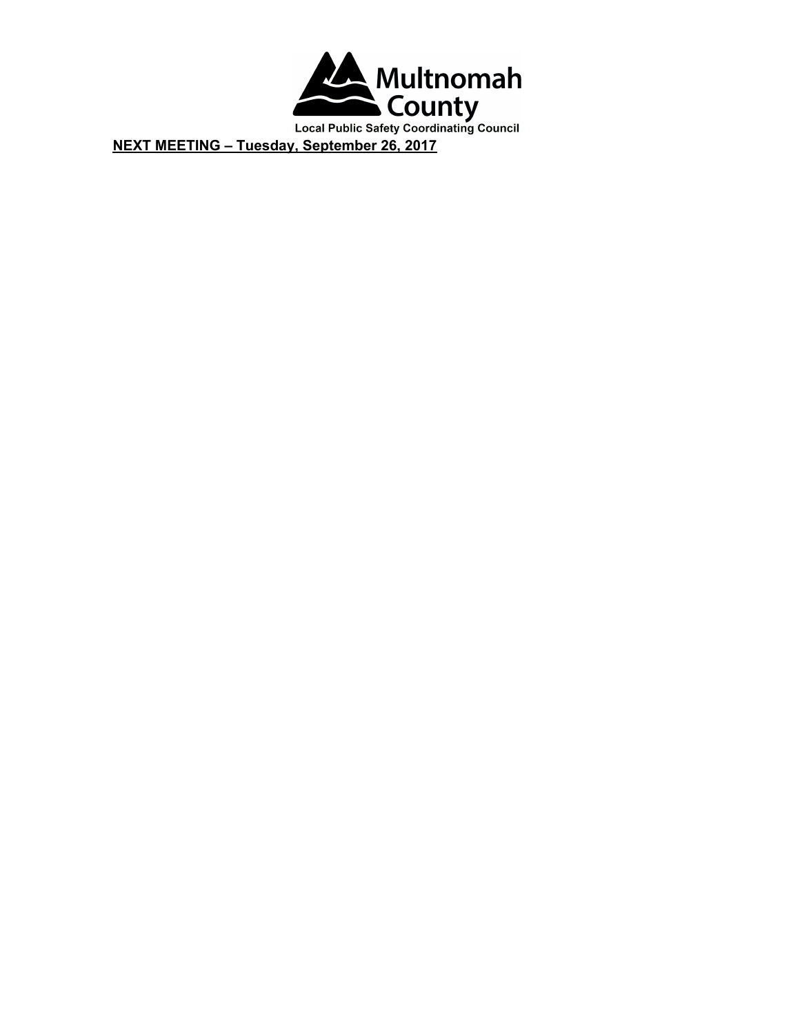Multnomah County

Local Public Safety Coordinating Council

**NEXT MEETING – Tuesday, September 26, 2017**